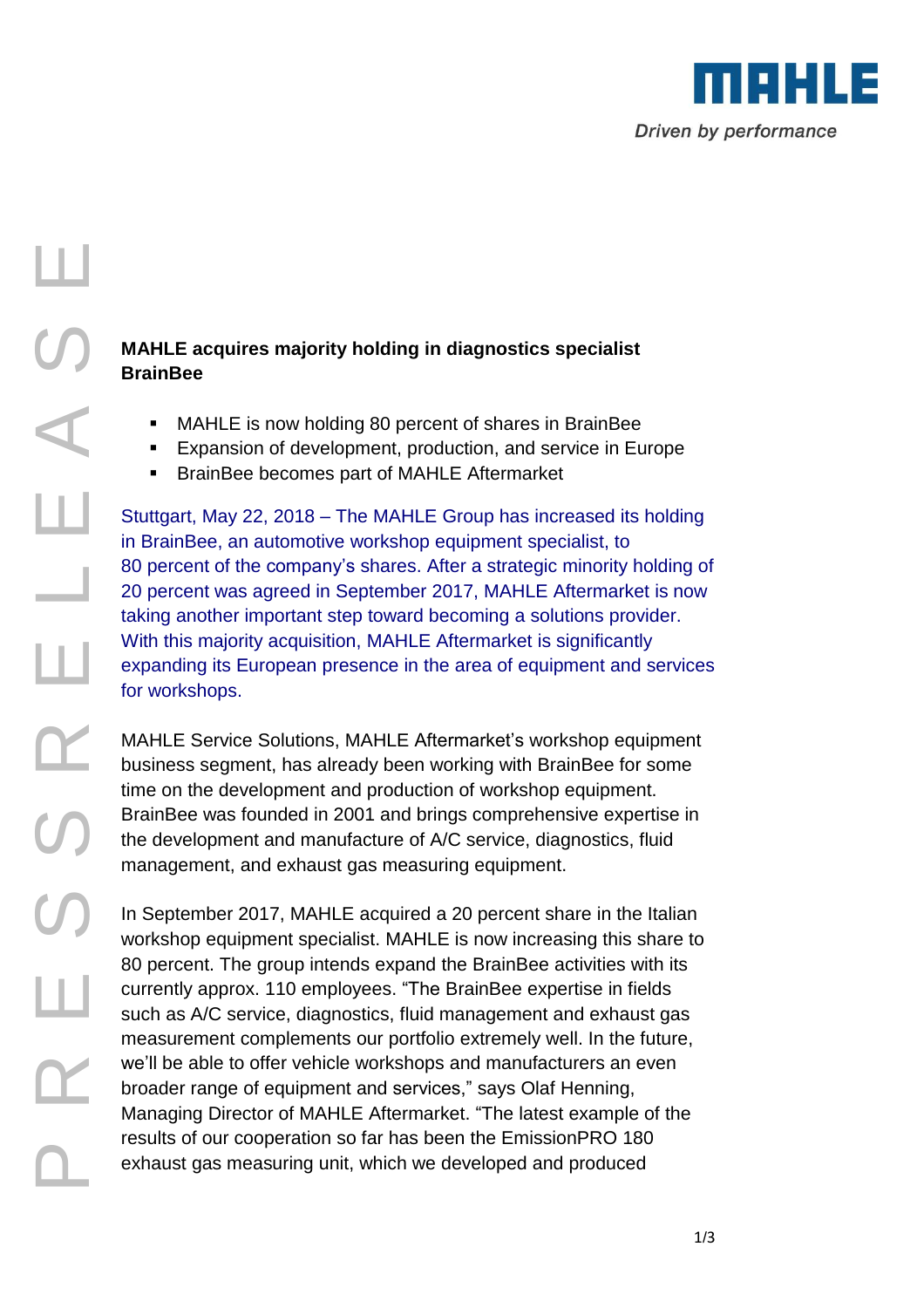**MAHLE acquires majority holding in diagnostics specialist BrainBee**

- MAHLE is now holding 80 percent of shares in BrainBee
- Expansion of development, production, and service in Europe
- BrainBee becomes part of MAHLE Aftermarket

Stuttgart, May 22, 2018 – The MAHLE Group has increased its holding in BrainBee, an automotive workshop equipment specialist, to 80 percent of the company's shares. After a strategic minority holding of 20 percent was agreed in September 2017, MAHLE Aftermarket is now taking another important step toward becoming a solutions provider. With this majority acquisition, MAHLE Aftermarket is significantly expanding its European presence in the area of equipment and services for workshops.

MAHLE Service Solutions, MAHLE Aftermarket's workshop equipment business segment, has already been working with BrainBee for some time on the development and production of workshop equipment. BrainBee was founded in 2001 and brings comprehensive expertise in the development and manufacture of A/C service, diagnostics, fluid management, and exhaust gas measuring equipment.

In September 2017, MAHLE acquired a 20 percent share in the Italian workshop equipment specialist. MAHLE is now increasing this share to 80 percent. The group intends expand the BrainBee activities with its currently approx. 110 employees. "The BrainBee expertise in fields such as A/C service, diagnostics, fluid management and exhaust gas measurement complements our portfolio extremely well. In the future, we'll be able to offer vehicle workshops and manufacturers an even broader range of equipment and services," says Olaf Henning, Managing Director of MAHLE Aftermarket. "The latest example of the results of our cooperation so far has been the EmissionPRO 180 exhaust gas measuring unit, which we developed and produced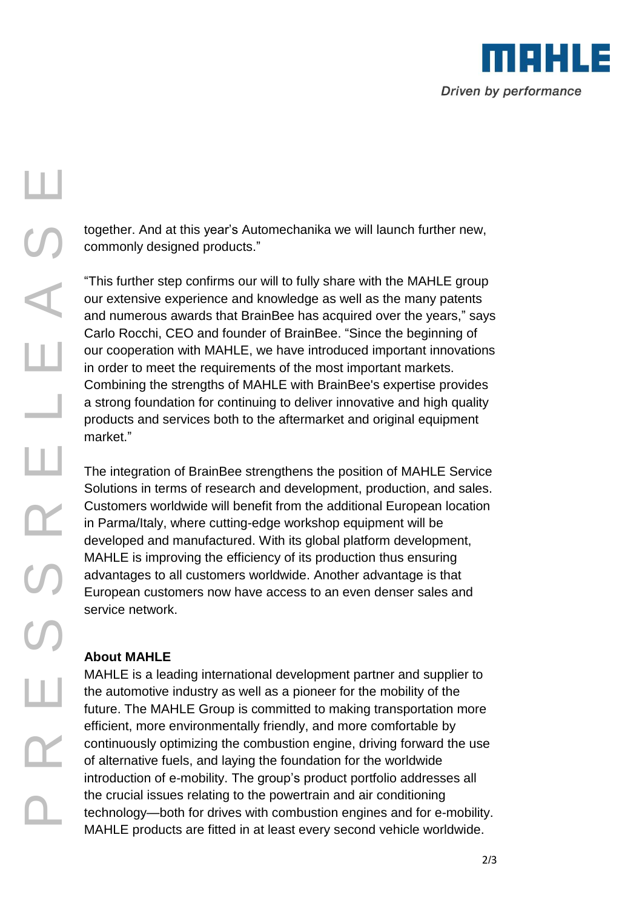together. And at this year's Automechanika we will launch further new, commonly designed products."

"This further step confirms our will to fully share with the MAHLE group our extensive experience and knowledge as well as the many patents and numerous awards that BrainBee has acquired over the years," says Carlo Rocchi, CEO and founder of BrainBee. "Since the beginning of our cooperation with MAHLE, we have introduced important innovations in order to meet the requirements of the most important markets. Combining the strengths of MAHLE with BrainBee's expertise provides a strong foundation for continuing to deliver innovative and high quality products and services both to the aftermarket and original equipment market."

The integration of BrainBee strengthens the position of MAHLE Service Solutions in terms of research and development, production, and sales. Customers worldwide will benefit from the additional European location in Parma/Italy, where cutting-edge workshop equipment will be developed and manufactured. With its global platform development, MAHLE is improving the efficiency of its production thus ensuring advantages to all customers worldwide. Another advantage is that European customers now have access to an even denser sales and service network.

**About MAHLE**

MAHLE is a leading international development partner and supplier to the automotive industry as well as a pioneer for the mobility of the future. The MAHLE Group is committed to making transportation more efficient, more environmentally friendly, and more comfortable by continuously optimizing the combustion engine, driving forward the use of alternative fuels, and laying the foundation for the worldwide introduction of e-mobility. The group's product portfolio addresses all the crucial issues relating to the powertrain and air conditioning technology—both for drives with combustion engines and for e-mobility. MAHLE products are fitted in at least every second vehicle worldwide.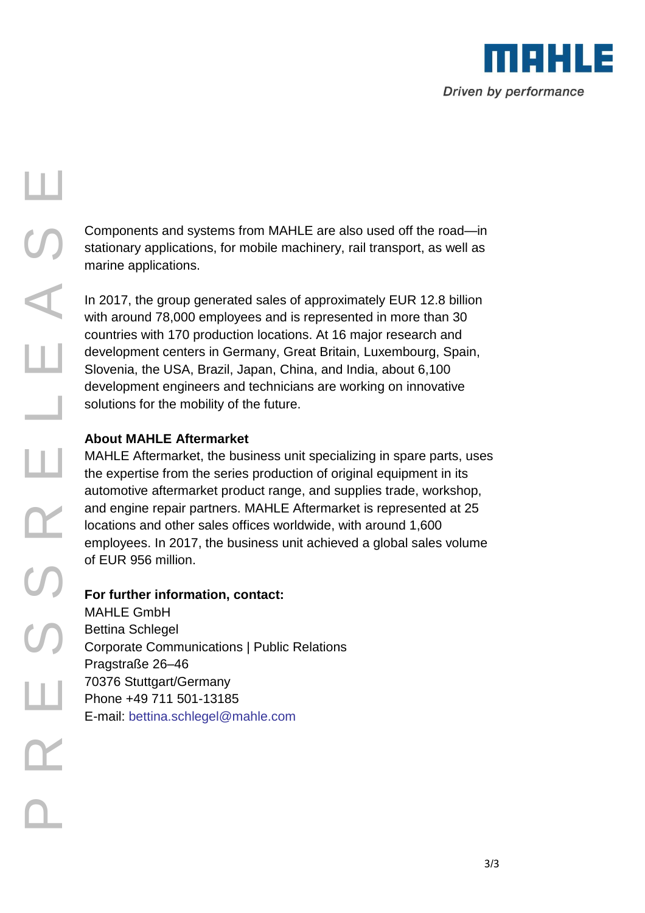Components and systems from MAHLE are also used off the road—in stationary applications, for mobile machinery, rail transport, as well as marine applications.

In 2017, the group generated sales of approximately EUR 12.8 billion with around 78,000 employees and is represented in more than 30 countries with 170 production locations. At 16 major research and development centers in Germany, Great Britain, Luxembourg, Spain, Slovenia, the USA, Brazil, Japan, China, and India, about 6,100 development engineers and technicians are working on innovative solutions for the mobility of the future.

**About MAHLE Aftermarket**

MAHLE Aftermarket, the business unit specializing in spare parts, uses the expertise from the series production of original equipment in its automotive aftermarket product range, and supplies trade, workshop, and engine repair partners. MAHLE Aftermarket is represented at 25 locations and other sales offices worldwide, with around 1,600 employees. In 2017, the business unit achieved a global sales volume of EUR 956 million.

**For further information, contact:**

MAHLE GmbH
Bettina Schlegel
Corporate Communications | Public Relations
Pragstraße 26–46
70376 Stuttgart/Germany
Phone +49 711 501-13185
E-mail: bettina.schlegel@mahle.com